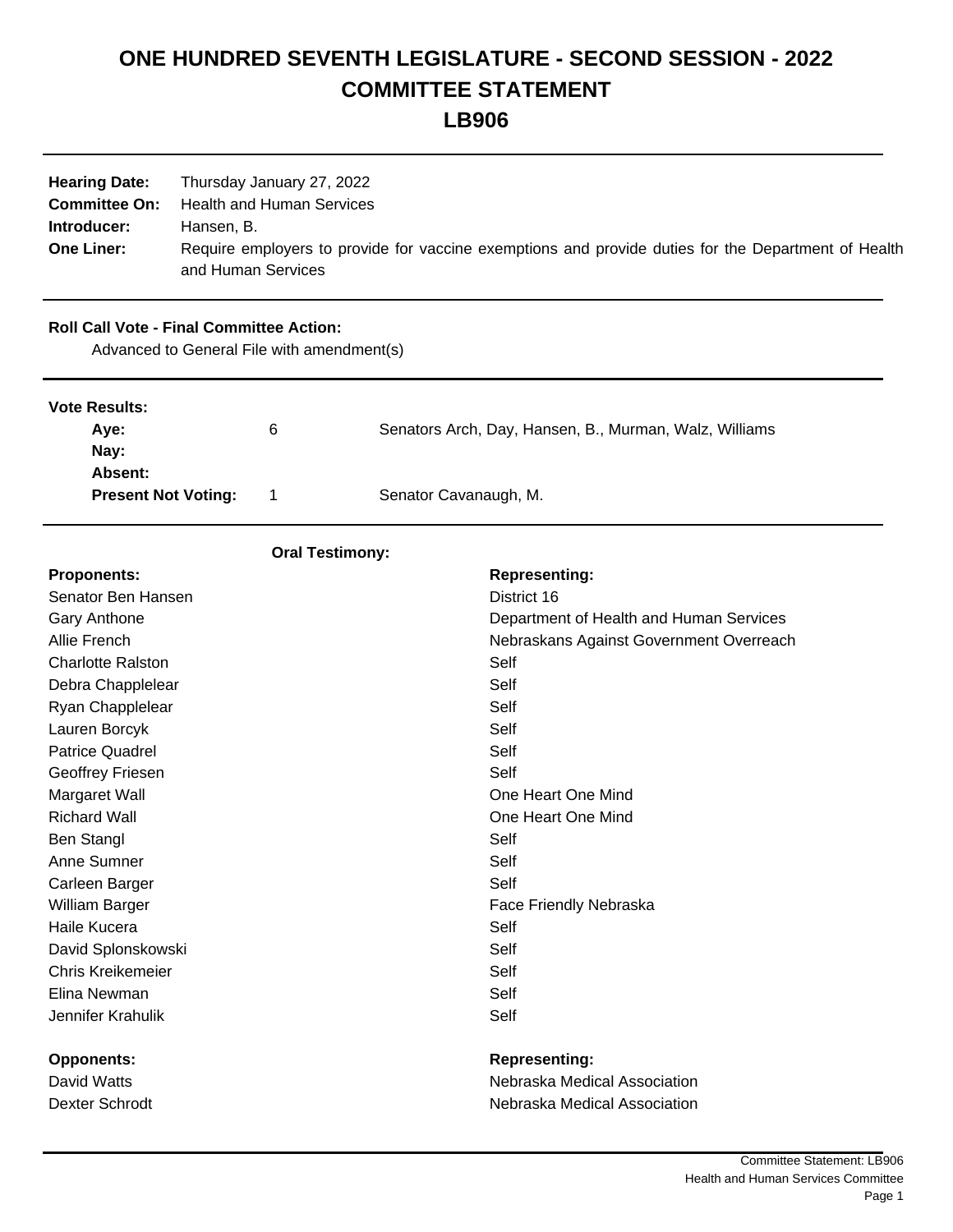# ONE HUNDRED SEVENTH LEGISLATURE - SECOND SESSION - 2022
# COMMITTEE STATEMENT
# LB906

| | |
|---|---|
| **Hearing Date:** | Thursday January 27, 2022 |
| **Committee On:** | Health and Human Services |
| **Introducer:** | Hansen, B. |
| **One Liner:** | Require employers to provide for vaccine exemptions and provide duties for the Department of Health and Human Services |

**Roll Call Vote - Final Committee Action:**

Advanced to General File with amendment(s)

**Vote Results:**

| | | |
|---|---|---|
| **Aye:** | 6 | Senators Arch, Day, Hansen, B., Murman, Walz, Williams |
| **Nay:** | | |
| **Absent:** | | |
| **Present Not Voting:** | 1 | Senator Cavanaugh, M. |

**Oral Testimony:**

| **Proponents:** | **Representing:** |
|---|---|
| Senator Ben Hansen | District 16 |
| Gary Anthone | Department of Health and Human Services |
| Allie French | Nebraskans Against Government Overreach |
| Charlotte Ralston | Self |
| Debra Chapplelear | Self |
| Ryan Chapplelear | Self |
| Lauren Borcyk | Self |
| Patrice Quadrel | Self |
| Geoffrey Friesen | Self |
| Margaret Wall | One Heart One Mind |
| Richard Wall | One Heart One Mind |
| Ben Stangl | Self |
| Anne Sumner | Self |
| Carleen Barger | Self |
| William Barger | Face Friendly Nebraska |
| Haile Kucera | Self |
| David Splonskowski | Self |
| Chris Kreikemeier | Self |
| Elina Newman | Self |
| Jennifer Krahulik | Self |

| **Opponents:** | **Representing:** |
|---|---|
| David Watts | Nebraska Medical Association |
| Dexter Schrodt | Nebraska Medical Association |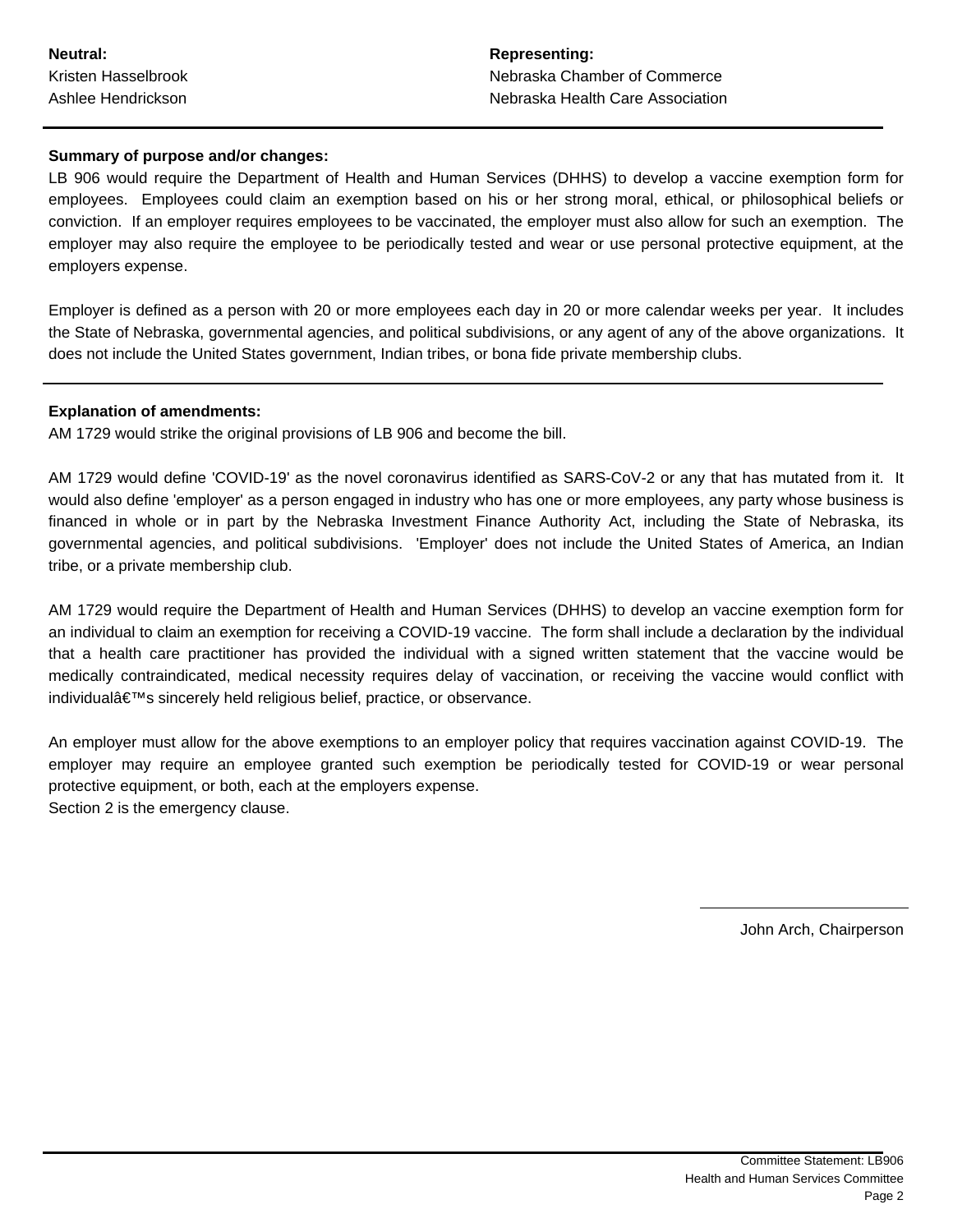| **Neutral:** | **Representing:** |
| --- | --- |
| Kristen Hasselbrook | Nebraska Chamber of Commerce |
| Ashlee Hendrickson | Nebraska Health Care Association |

**Summary of purpose and/or changes:**

LB 906 would require the Department of Health and Human Services (DHHS) to develop a vaccine exemption form for employees. Employees could claim an exemption based on his or her strong moral, ethical, or philosophical beliefs or conviction. If an employer requires employees to be vaccinated, the employer must also allow for such an exemption. The employer may also require the employee to be periodically tested and wear or use personal protective equipment, at the employers expense.

Employer is defined as a person with 20 or more employees each day in 20 or more calendar weeks per year. It includes the State of Nebraska, governmental agencies, and political subdivisions, or any agent of any of the above organizations. It does not include the United States government, Indian tribes, or bona fide private membership clubs.

**Explanation of amendments:**

AM 1729 would strike the original provisions of LB 906 and become the bill.

AM 1729 would define 'COVID-19' as the novel coronavirus identified as SARS-CoV-2 or any that has mutated from it. It would also define 'employer' as a person engaged in industry who has one or more employees, any party whose business is financed in whole or in part by the Nebraska Investment Finance Authority Act, including the State of Nebraska, its governmental agencies, and political subdivisions. 'Employer' does not include the United States of America, an Indian tribe, or a private membership club.

AM 1729 would require the Department of Health and Human Services (DHHS) to develop an vaccine exemption form for an individual to claim an exemption for receiving a COVID-19 vaccine. The form shall include a declaration by the individual that a health care practitioner has provided the individual with a signed written statement that the vaccine would be medically contraindicated, medical necessity requires delay of vaccination, or receiving the vaccine would conflict with individualâ€™s sincerely held religious belief, practice, or observance.

An employer must allow for the above exemptions to an employer policy that requires vaccination against COVID-19. The employer may require an employee granted such exemption be periodically tested for COVID-19 or wear personal protective equipment, or both, each at the employers expense.
Section 2 is the emergency clause.

John Arch, Chairperson